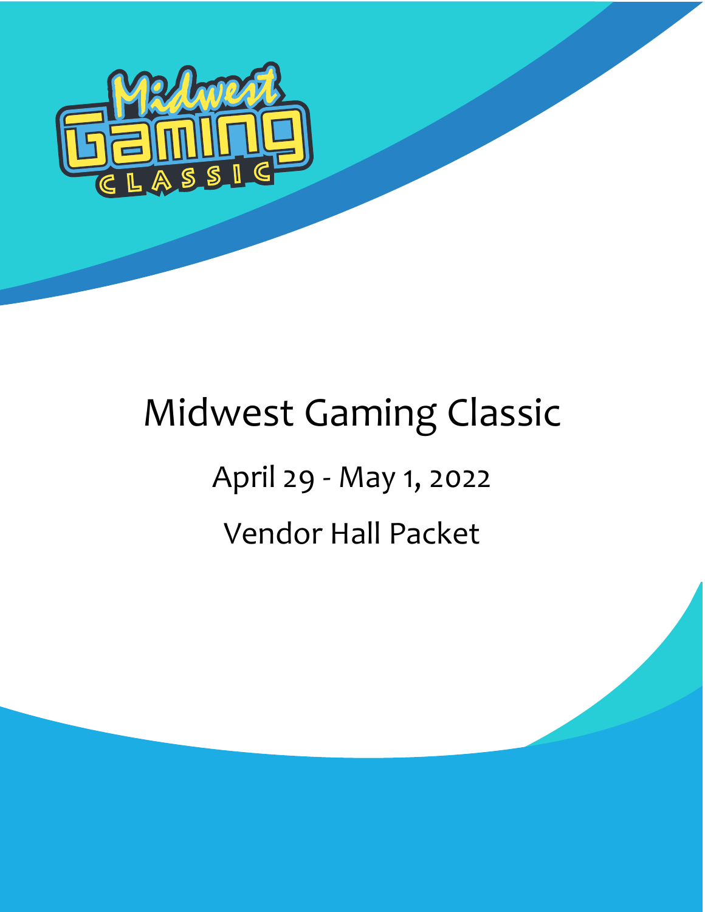# Midwest Gaming Classic

## April 29 - May 1, 2022

## Vendor Hall Packet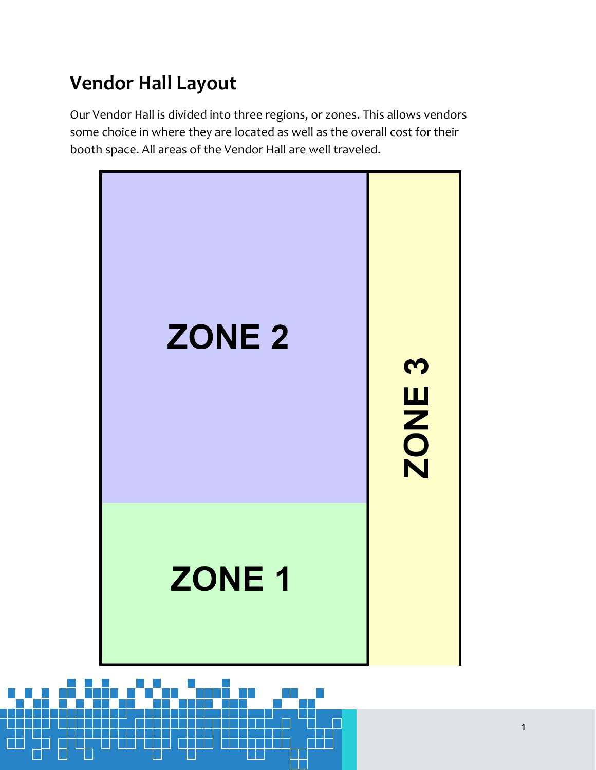## Vendor Hall Layout

Our Vendor Hall is divided into three regions, or zones. This allows vendors some choice in where they are located as well as the overall cost for their booth space. All areas of the Vendor Hall are well traveled.

ZONE 2

ZONE 3

ZONE 1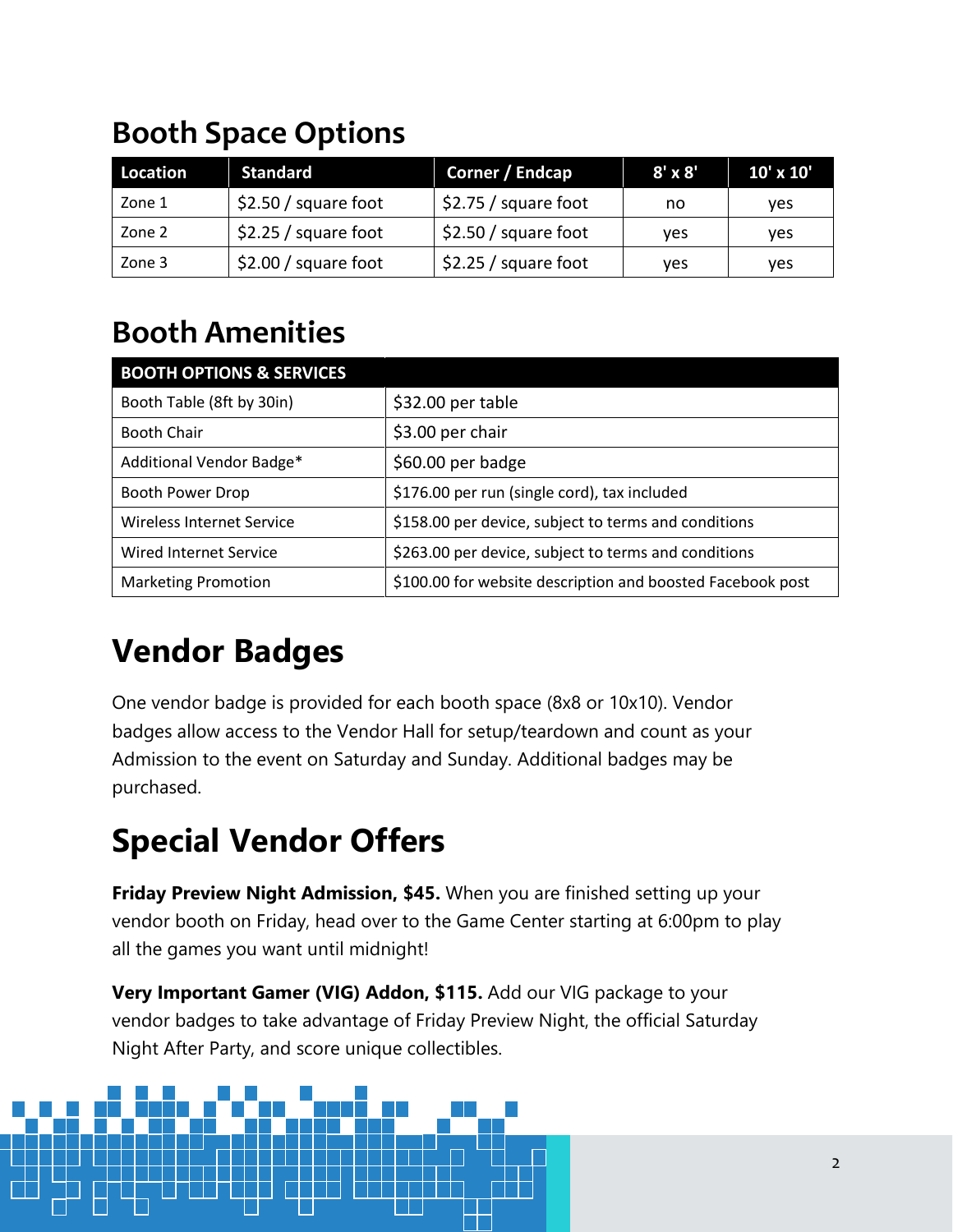## Booth Space Options

| Location | Standard | Corner / Endcap | 8' x 8' | 10' x 10' |
|---|---|---|---|---|
| Zone 1 | $2.50 / square foot | $2.75 / square foot | no | yes |
| Zone 2 | $2.25 / square foot | $2.50 / square foot | yes | yes |
| Zone 3 | $2.00 / square foot | $2.25 / square foot | yes | yes |

## Booth Amenities

| BOOTH OPTIONS & SERVICES | |
|---|---|
| Booth Table (8ft by 30in) | $32.00 per table |
| Booth Chair | $3.00 per chair |
| Additional Vendor Badge* | $60.00 per badge |
| Booth Power Drop | $176.00 per run (single cord), tax included |
| Wireless Internet Service | $158.00 per device, subject to terms and conditions |
| Wired Internet Service | $263.00 per device, subject to terms and conditions |
| Marketing Promotion | $100.00 for website description and boosted Facebook post |

# Vendor Badges

One vendor badge is provided for each booth space (8x8 or 10x10). Vendor badges allow access to the Vendor Hall for setup/teardown and count as your Admission to the event on Saturday and Sunday. Additional badges may be purchased.

# Special Vendor Offers

**Friday Preview Night Admission, $45.** When you are finished setting up your vendor booth on Friday, head over to the Game Center starting at 6:00pm to play all the games you want until midnight!

**Very Important Gamer (VIG) Addon, $115.** Add our VIG package to your vendor badges to take advantage of Friday Preview Night, the official Saturday Night After Party, and score unique collectibles.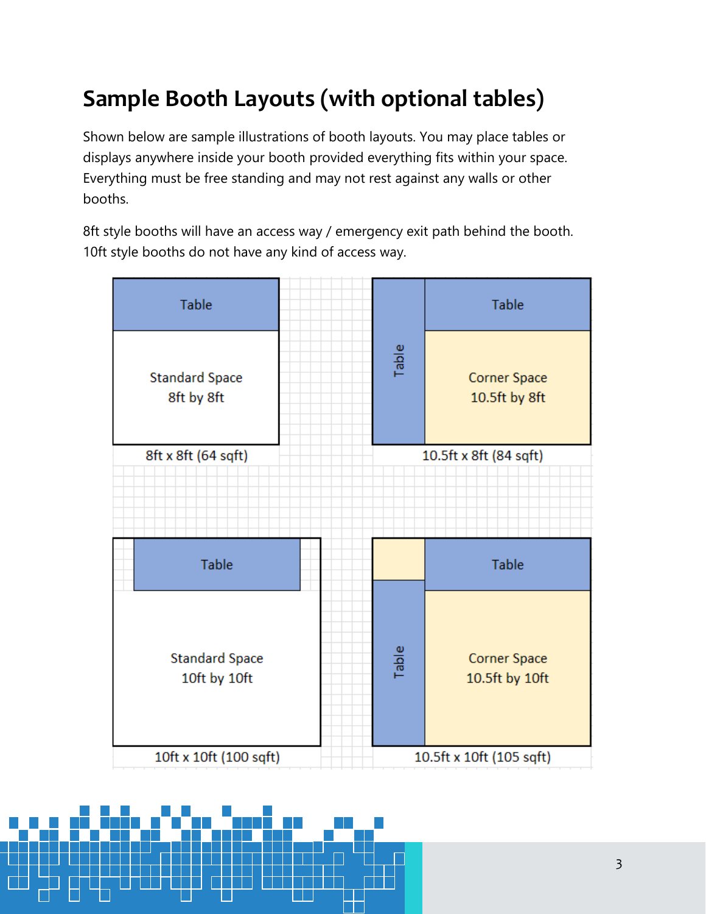## Sample Booth Layouts (with optional tables)

Shown below are sample illustrations of booth layouts. You may place tables or displays anywhere inside your booth provided everything fits within your space. Everything must be free standing and may not rest against any walls or other booths.

8ft style booths will have an access way / emergency exit path behind the booth. 10ft style booths do not have any kind of access way.

Table

Standard Space
8ft by 8ft

8ft x 8ft (64 sqft)

Table

Table

Corner Space
10.5ft by 8ft

10.5ft x 8ft (84 sqft)

Table

Standard Space
10ft by 10ft

10ft x 10ft (100 sqft)

Table

Table

Corner Space
10.5ft by 10ft

10.5ft x 10ft (105 sqft)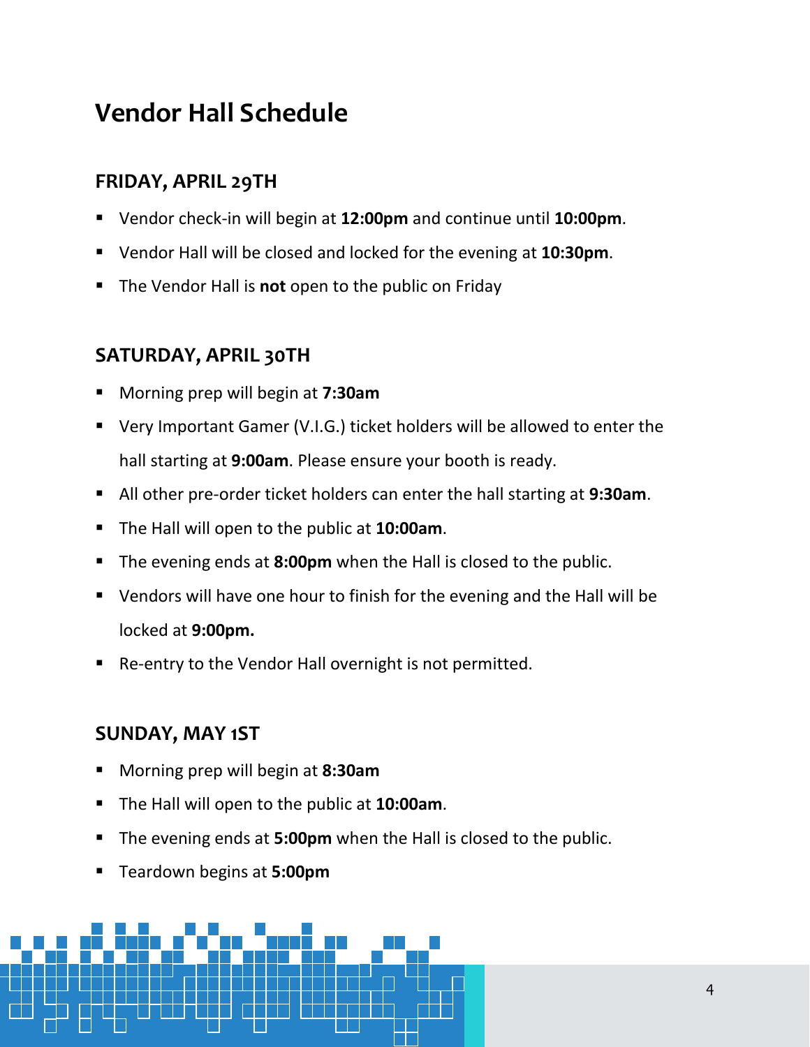# Vendor Hall Schedule

## FRIDAY, APRIL 29TH

- Vendor check-in will begin at **12:00pm** and continue until **10:00pm**.
- Vendor Hall will be closed and locked for the evening at **10:30pm**.
- The Vendor Hall is **not** open to the public on Friday

## SATURDAY, APRIL 30TH

- Morning prep will begin at **7:30am**
- Very Important Gamer (V.I.G.) ticket holders will be allowed to enter the hall starting at **9:00am**. Please ensure your booth is ready.
- All other pre-order ticket holders can enter the hall starting at **9:30am**.
- The Hall will open to the public at **10:00am**.
- The evening ends at **8:00pm** when the Hall is closed to the public.
- Vendors will have one hour to finish for the evening and the Hall will be locked at **9:00pm.**
- Re-entry to the Vendor Hall overnight is not permitted.

## SUNDAY, MAY 1ST

- Morning prep will begin at **8:30am**
- The Hall will open to the public at **10:00am**.
- The evening ends at **5:00pm** when the Hall is closed to the public.
- Teardown begins at **5:00pm**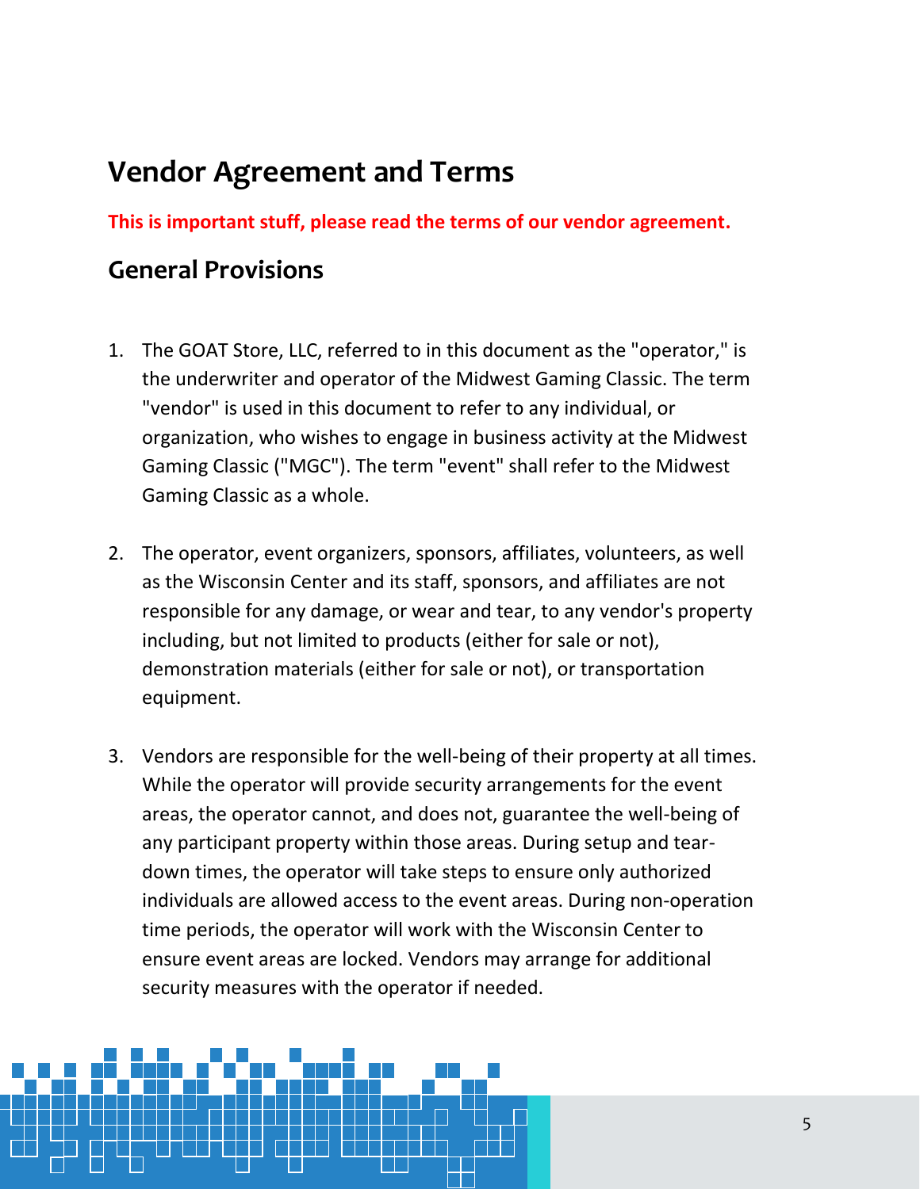# Vendor Agreement and Terms

**This is important stuff, please read the terms of our vendor agreement.**

## General Provisions

1. The GOAT Store, LLC, referred to in this document as the "operator," is the underwriter and operator of the Midwest Gaming Classic. The term "vendor" is used in this document to refer to any individual, or organization, who wishes to engage in business activity at the Midwest Gaming Classic ("MGC"). The term "event" shall refer to the Midwest Gaming Classic as a whole.

2. The operator, event organizers, sponsors, affiliates, volunteers, as well as the Wisconsin Center and its staff, sponsors, and affiliates are not responsible for any damage, or wear and tear, to any vendor's property including, but not limited to products (either for sale or not), demonstration materials (either for sale or not), or transportation equipment.

3. Vendors are responsible for the well-being of their property at all times. While the operator will provide security arrangements for the event areas, the operator cannot, and does not, guarantee the well-being of any participant property within those areas. During setup and tear-down times, the operator will take steps to ensure only authorized individuals are allowed access to the event areas. During non-operation time periods, the operator will work with the Wisconsin Center to ensure event areas are locked. Vendors may arrange for additional security measures with the operator if needed.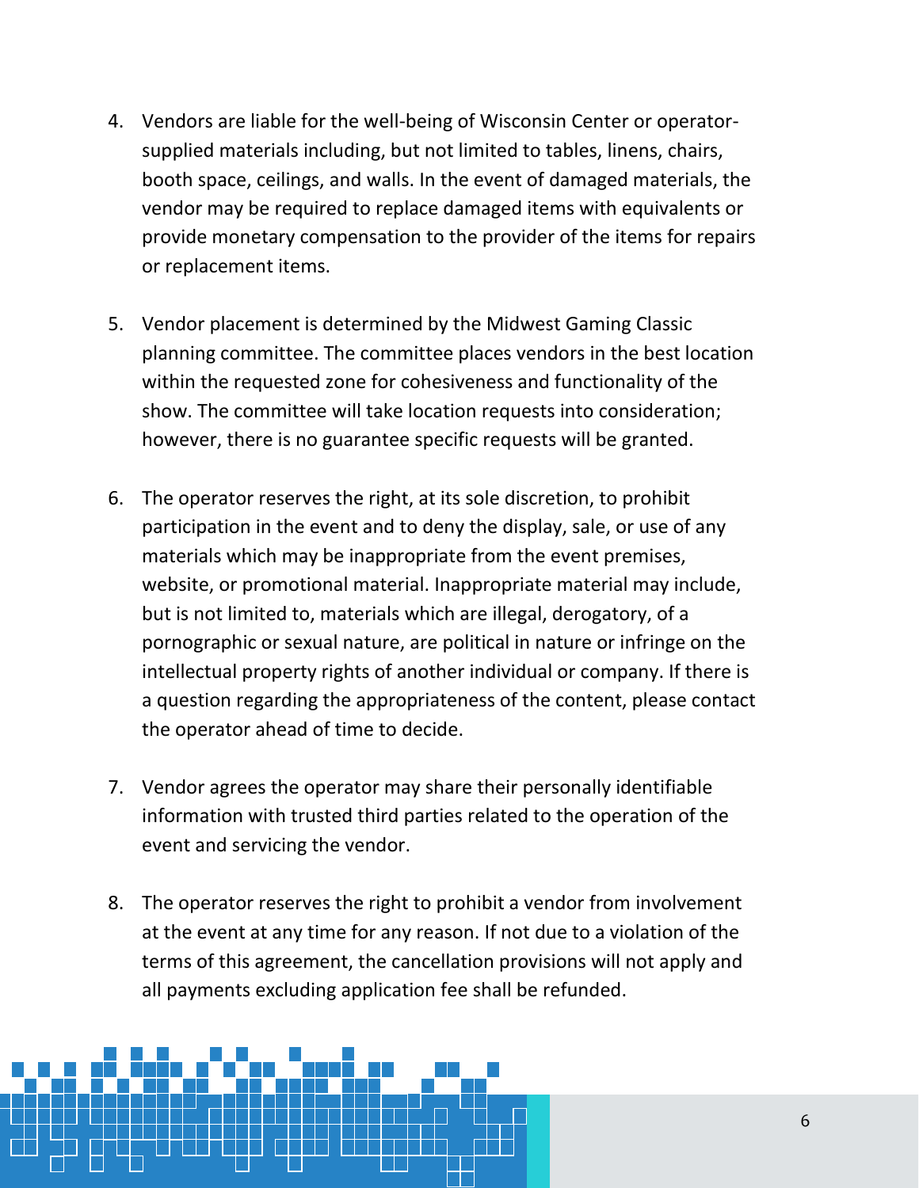4. Vendors are liable for the well-being of Wisconsin Center or operator-supplied materials including, but not limited to tables, linens, chairs, booth space, ceilings, and walls. In the event of damaged materials, the vendor may be required to replace damaged items with equivalents or provide monetary compensation to the provider of the items for repairs or replacement items.

5. Vendor placement is determined by the Midwest Gaming Classic planning committee. The committee places vendors in the best location within the requested zone for cohesiveness and functionality of the show. The committee will take location requests into consideration; however, there is no guarantee specific requests will be granted.

6. The operator reserves the right, at its sole discretion, to prohibit participation in the event and to deny the display, sale, or use of any materials which may be inappropriate from the event premises, website, or promotional material. Inappropriate material may include, but is not limited to, materials which are illegal, derogatory, of a pornographic or sexual nature, are political in nature or infringe on the intellectual property rights of another individual or company. If there is a question regarding the appropriateness of the content, please contact the operator ahead of time to decide.

7. Vendor agrees the operator may share their personally identifiable information with trusted third parties related to the operation of the event and servicing the vendor.

8. The operator reserves the right to prohibit a vendor from involvement at the event at any time for any reason. If not due to a violation of the terms of this agreement, the cancellation provisions will not apply and all payments excluding application fee shall be refunded.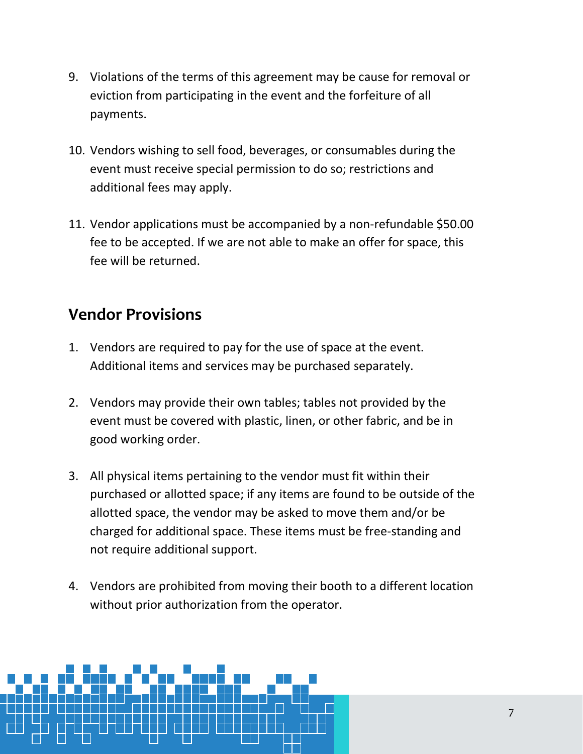9. Violations of the terms of this agreement may be cause for removal or eviction from participating in the event and the forfeiture of all payments.

10. Vendors wishing to sell food, beverages, or consumables during the event must receive special permission to do so; restrictions and additional fees may apply.

11. Vendor applications must be accompanied by a non-refundable $50.00 fee to be accepted. If we are not able to make an offer for space, this fee will be returned.

## Vendor Provisions

1. Vendors are required to pay for the use of space at the event. Additional items and services may be purchased separately.

2. Vendors may provide their own tables; tables not provided by the event must be covered with plastic, linen, or other fabric, and be in good working order.

3. All physical items pertaining to the vendor must fit within their purchased or allotted space; if any items are found to be outside of the allotted space, the vendor may be asked to move them and/or be charged for additional space. These items must be free-standing and not require additional support.

4. Vendors are prohibited from moving their booth to a different location without prior authorization from the operator.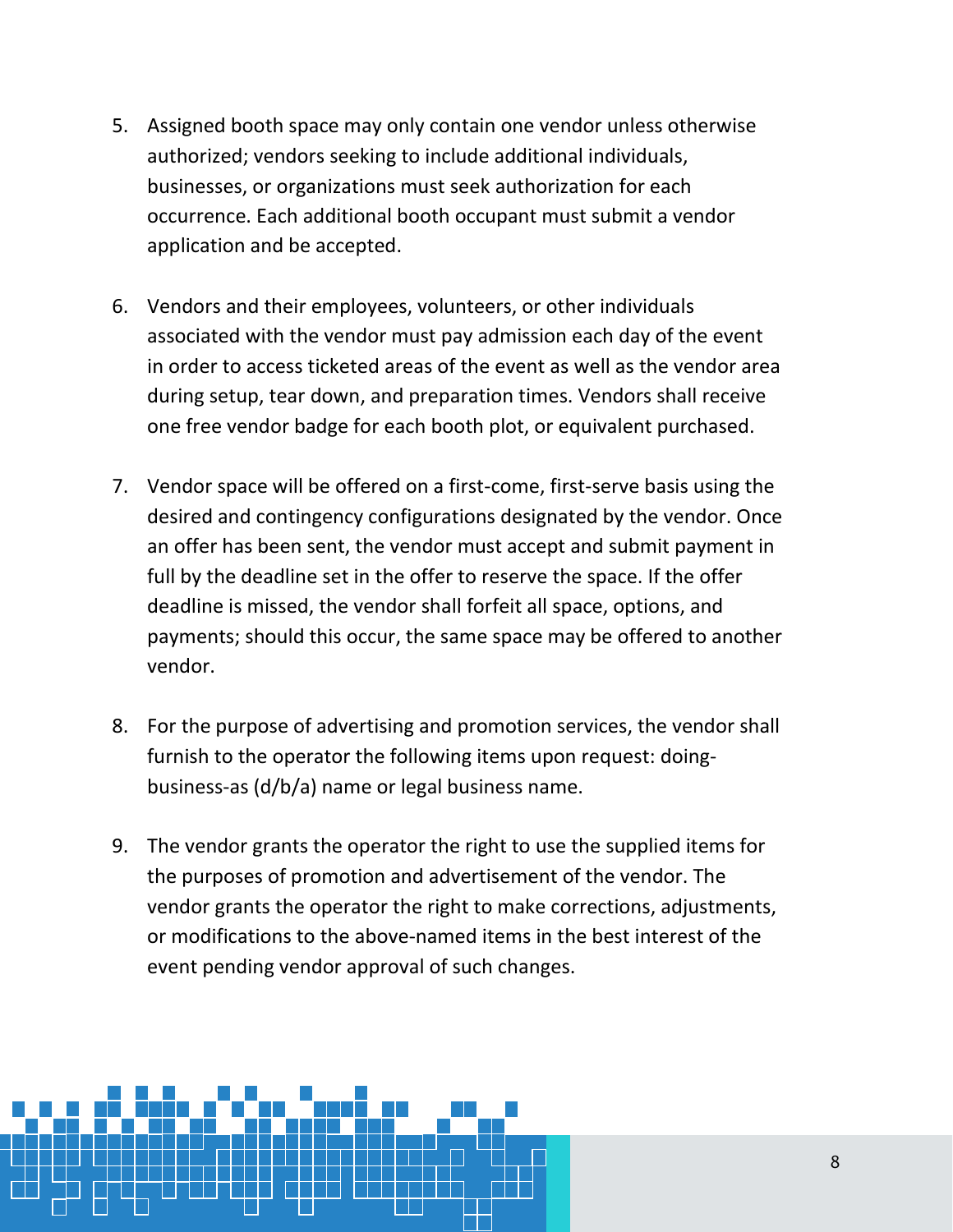5. Assigned booth space may only contain one vendor unless otherwise authorized; vendors seeking to include additional individuals, businesses, or organizations must seek authorization for each occurrence. Each additional booth occupant must submit a vendor application and be accepted.

6. Vendors and their employees, volunteers, or other individuals associated with the vendor must pay admission each day of the event in order to access ticketed areas of the event as well as the vendor area during setup, tear down, and preparation times. Vendors shall receive one free vendor badge for each booth plot, or equivalent purchased.

7. Vendor space will be offered on a first-come, first-serve basis using the desired and contingency configurations designated by the vendor. Once an offer has been sent, the vendor must accept and submit payment in full by the deadline set in the offer to reserve the space. If the offer deadline is missed, the vendor shall forfeit all space, options, and payments; should this occur, the same space may be offered to another vendor.

8. For the purpose of advertising and promotion services, the vendor shall furnish to the operator the following items upon request: doing-business-as (d/b/a) name or legal business name.

9. The vendor grants the operator the right to use the supplied items for the purposes of promotion and advertisement of the vendor. The vendor grants the operator the right to make corrections, adjustments, or modifications to the above-named items in the best interest of the event pending vendor approval of such changes.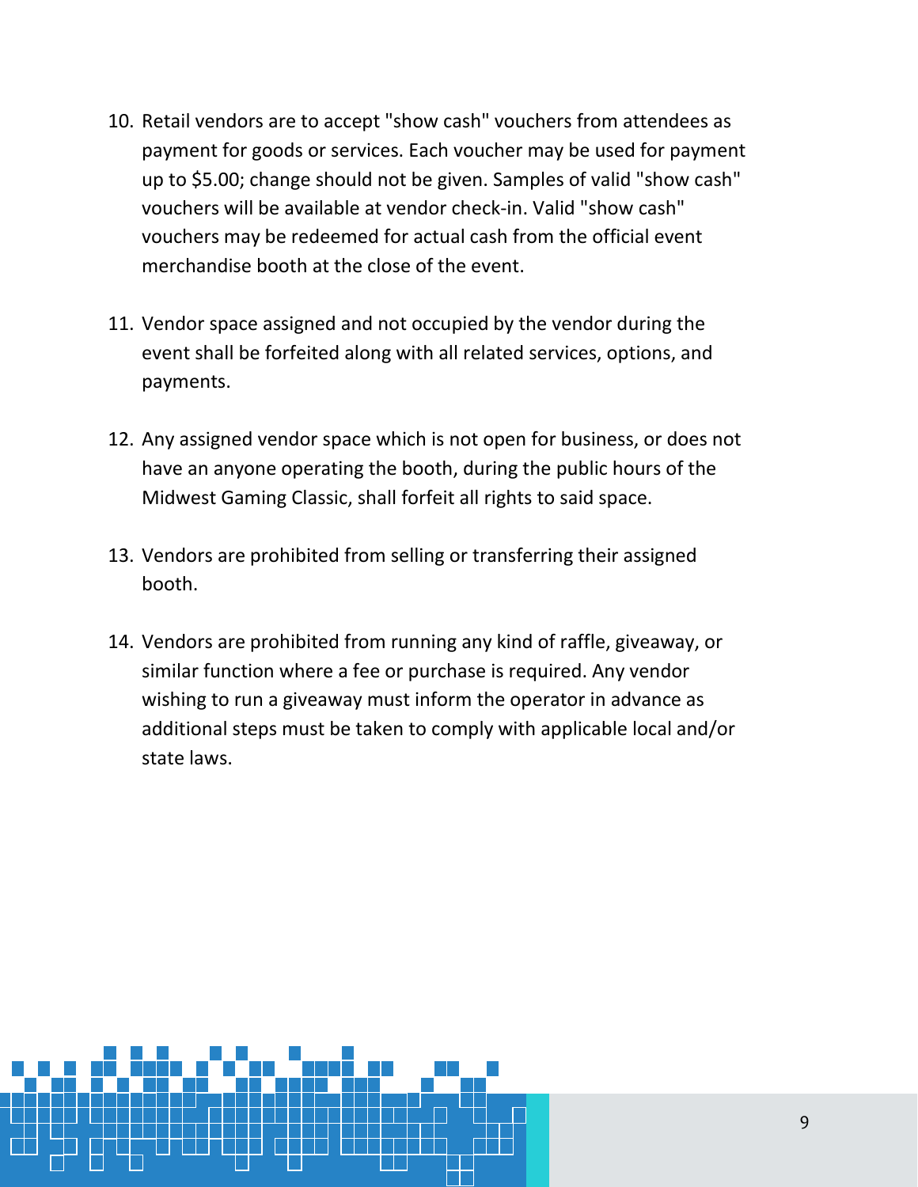10. Retail vendors are to accept "show cash" vouchers from attendees as payment for goods or services. Each voucher may be used for payment up to $5.00; change should not be given. Samples of valid "show cash" vouchers will be available at vendor check-in. Valid "show cash" vouchers may be redeemed for actual cash from the official event merchandise booth at the close of the event.

11. Vendor space assigned and not occupied by the vendor during the event shall be forfeited along with all related services, options, and payments.

12. Any assigned vendor space which is not open for business, or does not have an anyone operating the booth, during the public hours of the Midwest Gaming Classic, shall forfeit all rights to said space.

13. Vendors are prohibited from selling or transferring their assigned booth.

14. Vendors are prohibited from running any kind of raffle, giveaway, or similar function where a fee or purchase is required. Any vendor wishing to run a giveaway must inform the operator in advance as additional steps must be taken to comply with applicable local and/or state laws.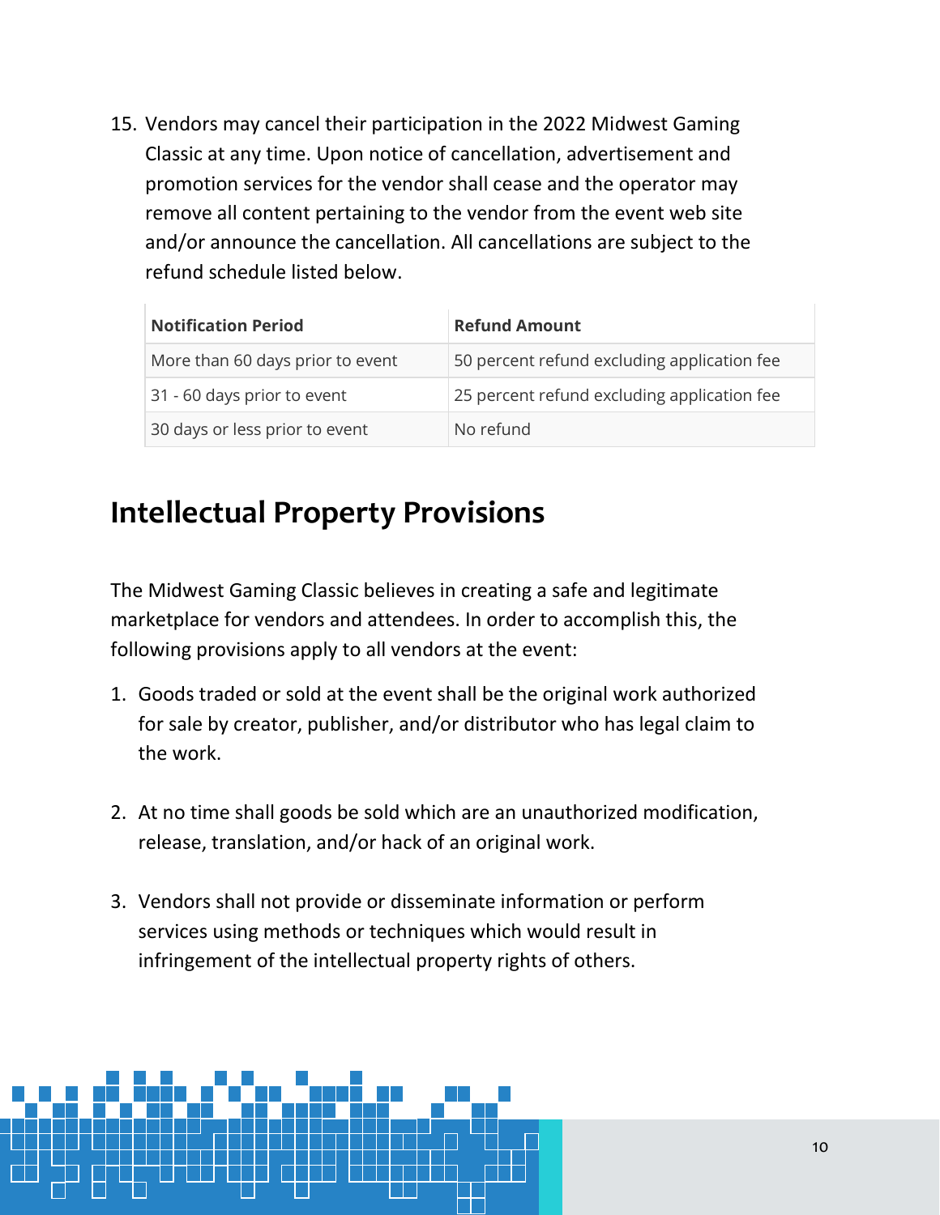15. Vendors may cancel their participation in the 2022 Midwest Gaming Classic at any time. Upon notice of cancellation, advertisement and promotion services for the vendor shall cease and the operator may remove all content pertaining to the vendor from the event web site and/or announce the cancellation. All cancellations are subject to the refund schedule listed below.

| Notification Period | Refund Amount |
| --- | --- |
| More than 60 days prior to event | 50 percent refund excluding application fee |
| 31 - 60 days prior to event | 25 percent refund excluding application fee |
| 30 days or less prior to event | No refund |

## Intellectual Property Provisions

The Midwest Gaming Classic believes in creating a safe and legitimate marketplace for vendors and attendees. In order to accomplish this, the following provisions apply to all vendors at the event:

1. Goods traded or sold at the event shall be the original work authorized for sale by creator, publisher, and/or distributor who has legal claim to the work.

2. At no time shall goods be sold which are an unauthorized modification, release, translation, and/or hack of an original work.

3. Vendors shall not provide or disseminate information or perform services using methods or techniques which would result in infringement of the intellectual property rights of others.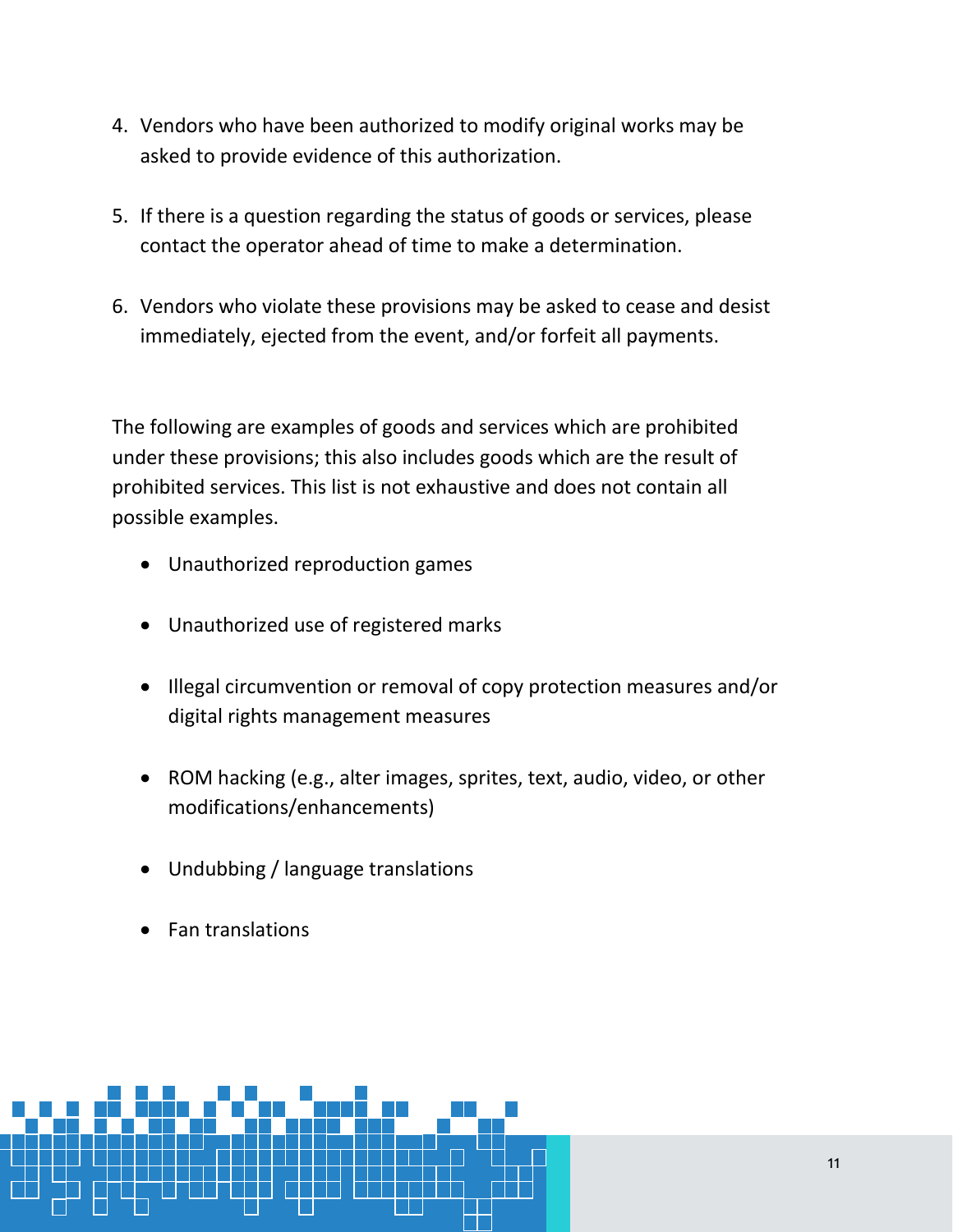4. Vendors who have been authorized to modify original works may be asked to provide evidence of this authorization.

5. If there is a question regarding the status of goods or services, please contact the operator ahead of time to make a determination.

6. Vendors who violate these provisions may be asked to cease and desist immediately, ejected from the event, and/or forfeit all payments.

The following are examples of goods and services which are prohibited under these provisions; this also includes goods which are the result of prohibited services. This list is not exhaustive and does not contain all possible examples.

- Unauthorized reproduction games
- Unauthorized use of registered marks
- Illegal circumvention or removal of copy protection measures and/or digital rights management measures
- ROM hacking (e.g., alter images, sprites, text, audio, video, or other modifications/enhancements)
- Undubbing / language translations
- Fan translations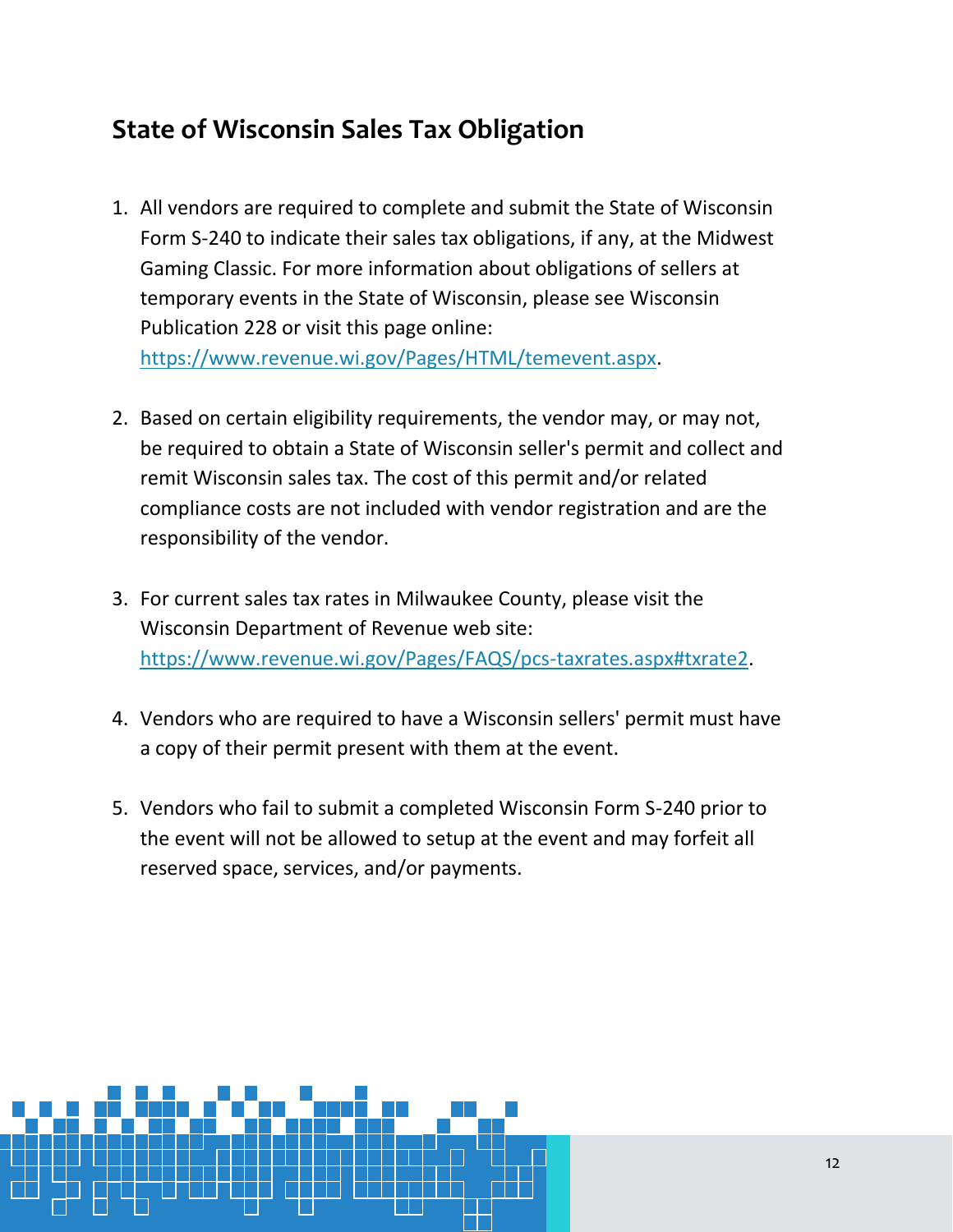## State of Wisconsin Sales Tax Obligation

1. All vendors are required to complete and submit the State of Wisconsin Form S-240 to indicate their sales tax obligations, if any, at the Midwest Gaming Classic. For more information about obligations of sellers at temporary events in the State of Wisconsin, please see Wisconsin Publication 228 or visit this page online: https://www.revenue.wi.gov/Pages/HTML/temevent.aspx.

2. Based on certain eligibility requirements, the vendor may, or may not, be required to obtain a State of Wisconsin seller's permit and collect and remit Wisconsin sales tax. The cost of this permit and/or related compliance costs are not included with vendor registration and are the responsibility of the vendor.

3. For current sales tax rates in Milwaukee County, please visit the Wisconsin Department of Revenue web site: https://www.revenue.wi.gov/Pages/FAQS/pcs-taxrates.aspx#txrate2.

4. Vendors who are required to have a Wisconsin sellers' permit must have a copy of their permit present with them at the event.

5. Vendors who fail to submit a completed Wisconsin Form S-240 prior to the event will not be allowed to setup at the event and may forfeit all reserved space, services, and/or payments.